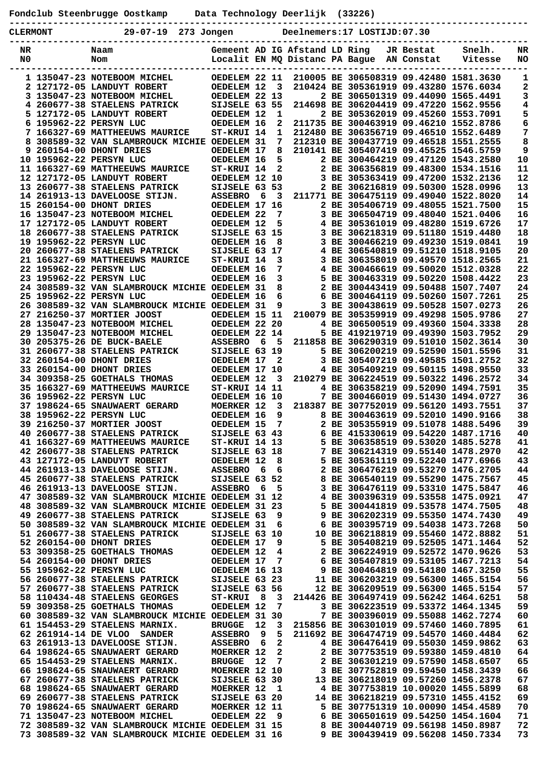**Fondclub Steenbrugge Oostkamp    Data Technology Deerlijk (33226)**

**CLERMONT    29-07-19  273 Jongen    Deelnemers:17 LOSTIJD:07.30**

| NR<br>NO | | Naam<br>Nom | Gemeent<br>Localit | AD<br>EN | IG<br>MQ | Afstand<br>Distanc | LD<br>PA | Ring<br>Bague | JR<br>AN | Bestat<br>Constat | Snelh.<br>Vitesse | NR<br>NO |
|---|---|---|---|---|---|---|---|---|---|---|---|---|
| 1 | 135047-23 | NOTEBOOM MICHEL | OEDELEM | 22 | 11 | 210005 | BE | 3065083 | 19 | 09.42480 | 1581.3630 | 1 |
| 2 | 127172-05 | LANDUYT ROBERT | OEDELEM | 12 | 3 | 210424 | BE | 3053619 | 19 | 09.43280 | 1576.6034 | 2 |
| 3 | 135047-23 | NOTEBOOM MICHEL | OEDELEM | 22 | 13 | 2 | BE | 3065013 | 19 | 09.44090 | 1565.4491 | 3 |
| 4 | 260677-38 | STAELENS PATRICK | SIJSELE | 63 | 55 | 214698 | BE | 3062044 | 19 | 09.47220 | 1562.9556 | 4 |
| 5 | 127172-05 | LANDUYT ROBERT | OEDELEM | 12 | 1 | 2 | BE | 3053620 | 19 | 09.45260 | 1553.7091 | 5 |
| 6 | 195962-22 | PERSYN LUC | OEDELEM | 16 | 2 | 211735 | BE | 3004639 | 19 | 09.46210 | 1552.8786 | 6 |
| 7 | 166327-69 | MATTHEEUWS MAURICE | ST-KRUI | 14 | 1 | 212480 | BE | 3063567 | 19 | 09.46510 | 1552.6489 | 7 |
| 8 | 308589-32 | VAN SLAMBROUCK MICHIE | OEDELEM | 31 | 7 | 212310 | BE | 3004377 | 19 | 09.46518 | 1551.2555 | 8 |
| 9 | 260154-00 | DHONT DRIES | OEDELEM | 17 | 8 | 210141 | BE | 3054074 | 19 | 09.45525 | 1546.5759 | 9 |
| 10 | 195962-22 | PERSYN LUC | OEDELEM | 16 | 5 | 2 | BE | 3004642 | 19 | 09.47120 | 1543.2580 | 10 |
| 11 | 166327-69 | MATTHEEUWS MAURICE | ST-KRUI | 14 | 2 | 2 | BE | 3063568 | 19 | 09.48300 | 1534.1516 | 11 |
| 12 | 127172-05 | LANDUYT ROBERT | OEDELEM | 12 | 10 | 3 | BE | 3053634 | 19 | 09.47200 | 1532.2136 | 12 |
| 13 | 260677-38 | STAELENS PATRICK | SIJSELE | 63 | 53 | 2 | BE | 3062168 | 19 | 09.50300 | 1528.0996 | 13 |
| 14 | 261913-13 | DAVELOOSE STIJN. | ASSEBRO | 6 | 3 | 211771 | BE | 3064751 | 19 | 09.49040 | 1522.8020 | 14 |
| 15 | 260154-00 | DHONT DRIES | OEDELEM | 17 | 16 | 2 | BE | 3054067 | 19 | 09.48055 | 1521.7500 | 15 |
| 16 | 135047-23 | NOTEBOOM MICHEL | OEDELEM | 22 | 7 | 3 | BE | 3065047 | 19 | 09.48040 | 1521.0406 | 16 |
| 17 | 127172-05 | LANDUYT ROBERT | OEDELEM | 12 | 5 | 4 | BE | 3053610 | 19 | 09.48280 | 1519.6726 | 17 |
| 18 | 260677-38 | STAELENS PATRICK | SIJSELE | 63 | 15 | 3 | BE | 3062183 | 19 | 09.51180 | 1519.4480 | 18 |
| 19 | 195962-22 | PERSYN LUC | OEDELEM | 16 | 8 | 3 | BE | 3004662 | 19 | 09.49230 | 1519.0841 | 19 |
| 20 | 260677-38 | STAELENS PATRICK | SIJSELE | 63 | 17 | 4 | BE | 3065408 | 19 | 09.51210 | 1518.9105 | 20 |
| 21 | 166327-69 | MATTHEEUWS MAURICE | ST-KRUI | 14 | 3 | 3 | BE | 3063580 | 19 | 09.49570 | 1518.2565 | 21 |
| 22 | 195962-22 | PERSYN LUC | OEDELEM | 16 | 7 | 4 | BE | 3004666 | 19 | 09.50020 | 1512.0328 | 22 |
| 23 | 195962-22 | PERSYN LUC | OEDELEM | 16 | 3 | 5 | BE | 3004633 | 19 | 09.50220 | 1508.4422 | 23 |
| 24 | 308589-32 | VAN SLAMBROUCK MICHIE | OEDELEM | 31 | 8 | 2 | BE | 3004434 | 19 | 09.50488 | 1507.7407 | 24 |
| 25 | 195962-22 | PERSYN LUC | OEDELEM | 16 | 6 | 6 | BE | 3004641 | 19 | 09.50260 | 1507.7261 | 25 |
| 26 | 308589-32 | VAN SLAMBROUCK MICHIE | OEDELEM | 31 | 9 | 3 | BE | 3004386 | 19 | 09.50528 | 1507.0273 | 26 |
| 27 | 216250-37 | MORTIER JOOST | OEDELEM | 15 | 11 | 210079 | BE | 3053599 | 19 | 09.49298 | 1505.9786 | 27 |
| 28 | 135047-23 | NOTEBOOM MICHEL | OEDELEM | 22 | 20 | 4 | BE | 3065005 | 19 | 09.49360 | 1504.3338 | 28 |
| 29 | 135047-23 | NOTEBOOM MICHEL | OEDELEM | 22 | 14 | 5 | BE | 4192197 | 19 | 09.49390 | 1503.7952 | 29 |
| 30 | 205375-26 | DE BUCK-BAELE | ASSEBRO | 6 | 5 | 211858 | BE | 3062902 | 19 | 09.51010 | 1502.3614 | 30 |
| 31 | 260677-38 | STAELENS PATRICK | SIJSELE | 63 | 19 | 5 | BE | 3062002 | 19 | 09.52590 | 1501.5596 | 31 |
| 32 | 260154-00 | DHONT DRIES | OEDELEM | 17 | 2 | 3 | BE | 3054072 | 19 | 09.49585 | 1501.2752 | 32 |
| 33 | 260154-00 | DHONT DRIES | OEDELEM | 17 | 10 | 4 | BE | 3054092 | 19 | 09.50115 | 1498.9550 | 33 |
| 34 | 309358-25 | GOETHALS THOMAS | OEDELEM | 12 | 3 | 210279 | BE | 3062245 | 19 | 09.50322 | 1496.2572 | 34 |
| 35 | 166327-69 | MATTHEEUWS MAURICE | ST-KRUI | 14 | 11 | 4 | BE | 3063582 | 19 | 09.52090 | 1494.7591 | 35 |
| 36 | 195962-22 | PERSYN LUC | OEDELEM | 16 | 10 | 7 | BE | 3004660 | 19 | 09.51430 | 1494.0727 | 36 |
| 37 | 198624-65 | SNAUWAERT GERARD | MOERKER | 12 | 3 | 218387 | BE | 3077520 | 19 | 09.56120 | 1493.7551 | 37 |
| 38 | 195962-22 | PERSYN LUC | OEDELEM | 16 | 9 | 8 | BE | 3004630 | 19 | 09.52010 | 1490.9166 | 38 |
| 39 | 216250-37 | MORTIER JOOST | OEDELEM | 15 | 7 | 2 | BE | 3053559 | 19 | 09.51078 | 1488.5496 | 39 |
| 40 | 260677-38 | STAELENS PATRICK | SIJSELE | 63 | 43 | 6 | BE | 4153306 | 19 | 09.54220 | 1487.1716 | 40 |
| 41 | 166327-69 | MATTHEEUWS MAURICE | ST-KRUI | 14 | 13 | 5 | BE | 3063585 | 19 | 09.53020 | 1485.5278 | 41 |
| 42 | 260677-38 | STAELENS PATRICK | SIJSELE | 63 | 18 | 7 | BE | 3062143 | 19 | 09.55140 | 1478.2970 | 42 |
| 43 | 127172-05 | LANDUYT ROBERT | OEDELEM | 12 | 8 | 5 | BE | 3053611 | 19 | 09.52240 | 1477.6966 | 43 |
| 44 | 261913-13 | DAVELOOSE STIJN. | ASSEBRO | 6 | 6 | 2 | BE | 3064762 | 19 | 09.53270 | 1476.2705 | 44 |
| 45 | 260677-38 | STAELENS PATRICK | SIJSELE | 63 | 52 | 8 | BE | 3065408 | 19 | 09.55290 | 1475.7567 | 45 |
| 46 | 261913-13 | DAVELOOSE STIJN. | ASSEBRO | 6 | 5 | 3 | BE | 3064761 | 19 | 09.53310 | 1475.5847 | 46 |
| 47 | 308589-32 | VAN SLAMBROUCK MICHIE | OEDELEM | 31 | 12 | 4 | BE | 3003963 | 19 | 09.53558 | 1475.0921 | 47 |
| 48 | 308589-32 | VAN SLAMBROUCK MICHIE | OEDELEM | 31 | 23 | 5 | BE | 3004418 | 19 | 09.53578 | 1474.7505 | 48 |
| 49 | 260677-38 | STAELENS PATRICK | SIJSELE | 63 | 9 | 9 | BE | 3062023 | 19 | 09.55350 | 1474.7430 | 49 |
| 50 | 308589-32 | VAN SLAMBROUCK MICHIE | OEDELEM | 31 | 6 | 6 | BE | 3003957 | 19 | 09.54038 | 1473.7268 | 50 |
| 51 | 260677-38 | STAELENS PATRICK | SIJSELE | 63 | 10 | 10 | BE | 3062188 | 19 | 09.55460 | 1472.8882 | 51 |
| 52 | 260154-00 | DHONT DRIES | OEDELEM | 17 | 9 | 5 | BE | 3054082 | 19 | 09.52505 | 1471.1464 | 52 |
| 53 | 309358-25 | GOETHALS THOMAS | OEDELEM | 12 | 4 | 2 | BE | 3062249 | 19 | 09.52572 | 1470.9626 | 53 |
| 54 | 260154-00 | DHONT DRIES | OEDELEM | 17 | 7 | 6 | BE | 3054078 | 19 | 09.53105 | 1467.7213 | 54 |
| 55 | 195962-22 | PERSYN LUC | OEDELEM | 16 | 13 | 9 | BE | 3004648 | 19 | 09.54180 | 1467.3250 | 55 |
| 56 | 260677-38 | STAELENS PATRICK | SIJSELE | 63 | 23 | 11 | BE | 3062032 | 19 | 09.56300 | 1465.5154 | 56 |
| 57 | 260677-38 | STAELENS PATRICK | SIJSELE | 63 | 56 | 12 | BE | 3062095 | 19 | 09.56300 | 1465.5154 | 57 |
| 58 | 110434-48 | STAELENS GEORGES | ST-KRUI | 8 | 3 | 214426 | BE | 3064974 | 19 | 09.56242 | 1464.6251 | 58 |
| 59 | 309358-25 | GOETHALS THOMAS | OEDELEM | 12 | 7 | 3 | BE | 3062231 | 19 | 09.53372 | 1464.1345 | 59 |
| 60 | 308589-32 | VAN SLAMBROUCK MICHIE | OEDELEM | 31 | 30 | 7 | BE | 3003960 | 19 | 09.55088 | 1462.7274 | 60 |
| 61 | 154453-29 | STAELENS MARNIX. | BRUGGE | 12 | 3 | 215856 | BE | 3063010 | 19 | 09.57460 | 1460.7895 | 61 |
| 62 | 261914-16 | DE VLOO SANDER | ASSEBRO | 9 | 5 | 211692 | BE | 3064747 | 19 | 09.54570 | 1460.4484 | 62 |
| 63 | 261913-13 | DAVELOOSE STIJN. | ASSEBRO | 6 | 2 | 4 | BE | 3064764 | 19 | 09.55030 | 1459.9862 | 63 |
| 64 | 198624-65 | SNAUWAERT GERARD | MOERKER | 12 | 2 | 2 | BE | 3077535 | 19 | 09.59380 | 1459.4810 | 64 |
| 65 | 154453-29 | STAELENS MARNIX. | BRUGGE | 12 | 7 | 2 | BE | 3063012 | 19 | 09.57590 | 1458.6507 | 65 |
| 66 | 198624-65 | SNAUWAERT GERARD | MOERKER | 12 | 10 | 3 | BE | 3077528 | 19 | 09.59450 | 1458.3439 | 66 |
| 67 | 260677-38 | STAELENS PATRICK | SIJSELE | 63 | 30 | 13 | BE | 3062180 | 19 | 09.57260 | 1456.2378 | 67 |
| 68 | 198624-65 | SNAUWAERT GERARD | MOERKER | 12 | 1 | 4 | BE | 3077538 | 19 | 10.00020 | 1455.5899 | 68 |
| 69 | 260677-38 | STAELENS PATRICK | SIJSELE | 63 | 20 | 14 | BE | 3062182 | 19 | 09.57310 | 1455.4152 | 69 |
| 70 | 198624-65 | SNAUWAERT GERARD | MOERKER | 12 | 11 | 5 | BE | 3077513 | 19 | 10.00090 | 1454.4589 | 70 |
| 71 | 135047-23 | NOTEBOOM MICHEL | OEDELEM | 22 | 9 | 6 | BE | 3065016 | 19 | 09.54250 | 1454.1604 | 71 |
| 72 | 308589-32 | VAN SLAMBROUCK MICHIE | OEDELEM | 31 | 15 | 8 | BE | 3004407 | 19 | 09.56198 | 1450.8987 | 72 |
| 73 | 308589-32 | VAN SLAMBROUCK MICHIE | OEDELEM | 31 | 16 | 9 | BE | 3004394 | 19 | 09.56208 | 1450.7334 | 73 |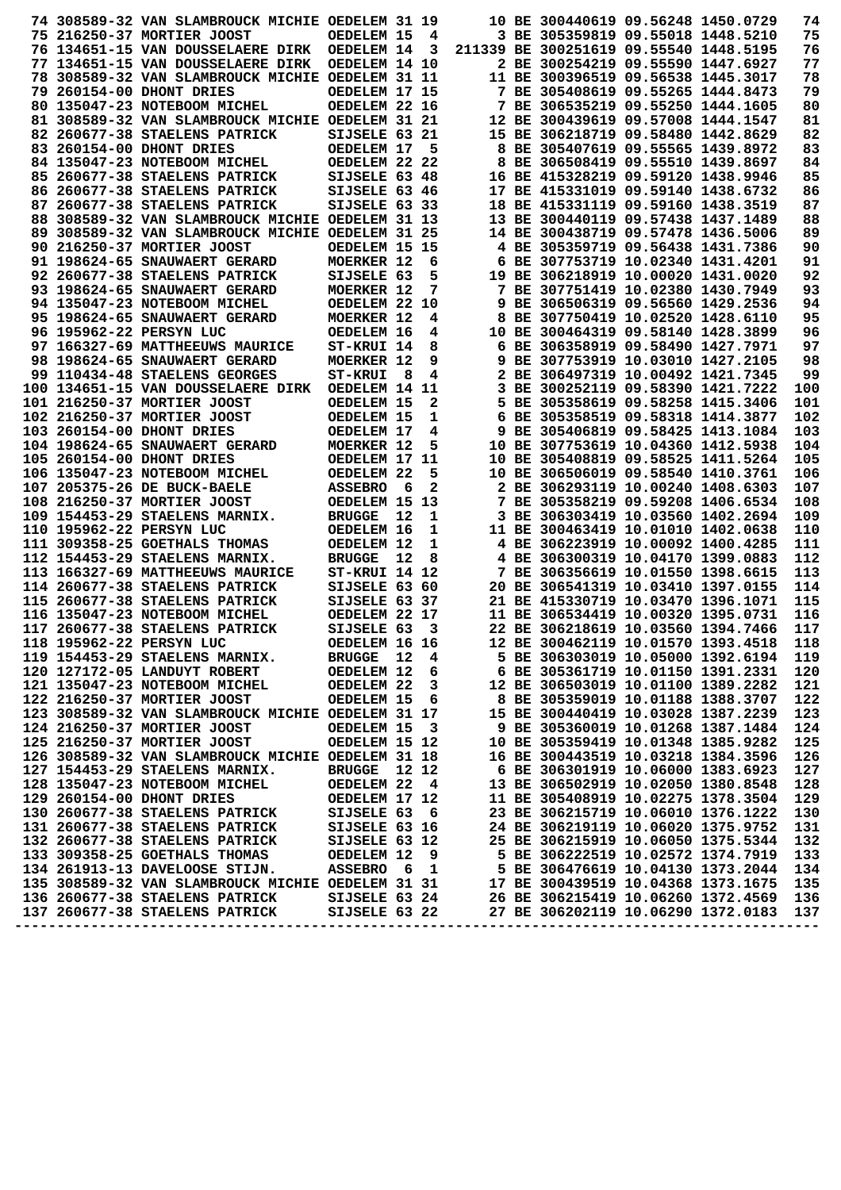| | | | | | | | | | | | |
|---|---|---|---|---|---|---|---|---|---|---|---|
| 74 | 308589-32 | VAN SLAMBROUCK MICHIE | OEDELEM | 31 | 19 | 10 | BE 300440619 | 09.56248 | 1450.0729 | 74 |
| 75 | 216250-37 | MORTIER JOOST | OEDELEM | 15 | 4 | 3 | BE 305359819 | 09.55018 | 1448.5210 | 75 |
| 76 | 134651-15 | VAN DOUSSELAERE DIRK | OEDELEM | 14 | 3 | 211339 | BE 300251619 | 09.55540 | 1448.5195 | 76 |
| 77 | 134651-15 | VAN DOUSSELAERE DIRK | OEDELEM | 14 | 10 | 2 | BE 300254219 | 09.55590 | 1447.6927 | 77 |
| 78 | 308589-32 | VAN SLAMBROUCK MICHIE | OEDELEM | 31 | 11 | 11 | BE 300396519 | 09.56538 | 1445.3017 | 78 |
| 79 | 260154-00 | DHONT DRIES | OEDELEM | 17 | 15 | 7 | BE 305408619 | 09.55265 | 1444.8473 | 79 |
| 80 | 135047-23 | NOTEBOOM MICHEL | OEDELEM | 22 | 16 | 7 | BE 306535219 | 09.55250 | 1444.1605 | 80 |
| 81 | 308589-32 | VAN SLAMBROUCK MICHIE | OEDELEM | 31 | 21 | 12 | BE 300439619 | 09.57008 | 1444.1547 | 81 |
| 82 | 260677-38 | STAELENS PATRICK | SIJSELE | 63 | 21 | 15 | BE 306218719 | 09.58480 | 1442.8629 | 82 |
| 83 | 260154-00 | DHONT DRIES | OEDELEM | 17 | 5 | 8 | BE 305407619 | 09.55565 | 1439.8972 | 83 |
| 84 | 135047-23 | NOTEBOOM MICHEL | OEDELEM | 22 | 22 | 8 | BE 306508419 | 09.55510 | 1439.8697 | 84 |
| 85 | 260677-38 | STAELENS PATRICK | SIJSELE | 63 | 48 | 16 | BE 415328219 | 09.59120 | 1438.9946 | 85 |
| 86 | 260677-38 | STAELENS PATRICK | SIJSELE | 63 | 46 | 17 | BE 415331019 | 09.59140 | 1438.6732 | 86 |
| 87 | 260677-38 | STAELENS PATRICK | SIJSELE | 63 | 33 | 18 | BE 415331119 | 09.59160 | 1438.3519 | 87 |
| 88 | 308589-32 | VAN SLAMBROUCK MICHIE | OEDELEM | 31 | 13 | 13 | BE 300440119 | 09.57438 | 1437.1489 | 88 |
| 89 | 308589-32 | VAN SLAMBROUCK MICHIE | OEDELEM | 31 | 25 | 14 | BE 300438719 | 09.57478 | 1436.5006 | 89 |
| 90 | 216250-37 | MORTIER JOOST | OEDELEM | 15 | 15 | 4 | BE 305359719 | 09.56438 | 1431.7386 | 90 |
| 91 | 198624-65 | SNAUWAERT GERARD | MOERKER | 12 | 6 | 6 | BE 307753719 | 10.02340 | 1431.4201 | 91 |
| 92 | 260677-38 | STAELENS PATRICK | SIJSELE | 63 | 5 | 19 | BE 306218919 | 10.00020 | 1431.0020 | 92 |
| 93 | 198624-65 | SNAUWAERT GERARD | MOERKER | 12 | 7 | 7 | BE 307751419 | 10.02380 | 1430.7949 | 93 |
| 94 | 135047-23 | NOTEBOOM MICHEL | OEDELEM | 22 | 10 | 9 | BE 306506319 | 09.56560 | 1429.2536 | 94 |
| 95 | 198624-65 | SNAUWAERT GERARD | MOERKER | 12 | 4 | 8 | BE 307750419 | 10.02520 | 1428.6110 | 95 |
| 96 | 195962-22 | PERSYN LUC | OEDELEM | 16 | 4 | 10 | BE 300464319 | 09.58140 | 1428.3899 | 96 |
| 97 | 166327-69 | MATTHEEUWS MAURICE | ST-KRUI | 14 | 8 | 6 | BE 306358919 | 09.58490 | 1427.7971 | 97 |
| 98 | 198624-65 | SNAUWAERT GERARD | MOERKER | 12 | 9 | 9 | BE 307753919 | 10.03010 | 1427.2105 | 98 |
| 99 | 110434-48 | STAELENS GEORGES | ST-KRUI | 8 | 4 | 2 | BE 306497319 | 10.00492 | 1421.7345 | 99 |
| 100 | 134651-15 | VAN DOUSSELAERE DIRK | OEDELEM | 14 | 11 | 3 | BE 300252119 | 09.58390 | 1421.7222 | 100 |
| 101 | 216250-37 | MORTIER JOOST | OEDELEM | 15 | 2 | 5 | BE 305358619 | 09.58258 | 1415.3406 | 101 |
| 102 | 216250-37 | MORTIER JOOST | OEDELEM | 15 | 1 | 6 | BE 305358519 | 09.58318 | 1414.3877 | 102 |
| 103 | 260154-00 | DHONT DRIES | OEDELEM | 17 | 4 | 9 | BE 305406819 | 09.58425 | 1413.1084 | 103 |
| 104 | 198624-65 | SNAUWAERT GERARD | MOERKER | 12 | 5 | 10 | BE 307753619 | 10.04360 | 1412.5938 | 104 |
| 105 | 260154-00 | DHONT DRIES | OEDELEM | 17 | 11 | 10 | BE 305408819 | 09.58525 | 1411.5264 | 105 |
| 106 | 135047-23 | NOTEBOOM MICHEL | OEDELEM | 22 | 5 | 10 | BE 306506019 | 09.58540 | 1410.3761 | 106 |
| 107 | 205375-26 | DE BUCK-BAELE | ASSEBRO | 6 | 2 | 2 | BE 306293119 | 10.00240 | 1408.6303 | 107 |
| 108 | 216250-37 | MORTIER JOOST | OEDELEM | 15 | 13 | 7 | BE 305358219 | 09.59208 | 1406.6534 | 108 |
| 109 | 154453-29 | STAELENS MARNIX. | BRUGGE | 12 | 1 | 3 | BE 306303419 | 10.03560 | 1402.2694 | 109 |
| 110 | 195962-22 | PERSYN LUC | OEDELEM | 16 | 1 | 11 | BE 300463419 | 10.01010 | 1402.0638 | 110 |
| 111 | 309358-25 | GOETHALS THOMAS | OEDELEM | 12 | 1 | 4 | BE 306223919 | 10.00092 | 1400.4285 | 111 |
| 112 | 154453-29 | STAELENS MARNIX. | BRUGGE | 12 | 8 | 4 | BE 306300319 | 10.04170 | 1399.0883 | 112 |
| 113 | 166327-69 | MATTHEEUWS MAURICE | ST-KRUI | 14 | 12 | 7 | BE 306356619 | 10.01550 | 1398.6615 | 113 |
| 114 | 260677-38 | STAELENS PATRICK | SIJSELE | 63 | 60 | 20 | BE 306541319 | 10.03410 | 1397.0155 | 114 |
| 115 | 260677-38 | STAELENS PATRICK | SIJSELE | 63 | 37 | 21 | BE 415330719 | 10.03470 | 1396.1071 | 115 |
| 116 | 135047-23 | NOTEBOOM MICHEL | OEDELEM | 22 | 17 | 11 | BE 306534419 | 10.00320 | 1395.0731 | 116 |
| 117 | 260677-38 | STAELENS PATRICK | SIJSELE | 63 | 3 | 22 | BE 306218619 | 10.03560 | 1394.7466 | 117 |
| 118 | 195962-22 | PERSYN LUC | OEDELEM | 16 | 16 | 12 | BE 300462119 | 10.01570 | 1393.4518 | 118 |
| 119 | 154453-29 | STAELENS MARNIX. | BRUGGE | 12 | 4 | 5 | BE 306303019 | 10.05000 | 1392.6194 | 119 |
| 120 | 127172-05 | LANDUYT ROBERT | OEDELEM | 12 | 6 | 6 | BE 305361719 | 10.01150 | 1391.2331 | 120 |
| 121 | 135047-23 | NOTEBOOM MICHEL | OEDELEM | 22 | 3 | 12 | BE 306503019 | 10.01100 | 1389.2282 | 121 |
| 122 | 216250-37 | MORTIER JOOST | OEDELEM | 15 | 6 | 8 | BE 305359019 | 10.01188 | 1388.3707 | 122 |
| 123 | 308589-32 | VAN SLAMBROUCK MICHIE | OEDELEM | 31 | 17 | 15 | BE 300440419 | 10.03028 | 1387.2239 | 123 |
| 124 | 216250-37 | MORTIER JOOST | OEDELEM | 15 | 3 | 9 | BE 305360019 | 10.01268 | 1387.1484 | 124 |
| 125 | 216250-37 | MORTIER JOOST | OEDELEM | 15 | 12 | 10 | BE 305359419 | 10.01348 | 1385.9282 | 125 |
| 126 | 308589-32 | VAN SLAMBROUCK MICHIE | OEDELEM | 31 | 18 | 16 | BE 300443519 | 10.03218 | 1384.3596 | 126 |
| 127 | 154453-29 | STAELENS MARNIX. | BRUGGE | 12 | 12 | 6 | BE 306301919 | 10.06000 | 1383.6923 | 127 |
| 128 | 135047-23 | NOTEBOOM MICHEL | OEDELEM | 22 | 4 | 13 | BE 306502919 | 10.02050 | 1380.8548 | 128 |
| 129 | 260154-00 | DHONT DRIES | OEDELEM | 17 | 12 | 11 | BE 305408919 | 10.02275 | 1378.3504 | 129 |
| 130 | 260677-38 | STAELENS PATRICK | SIJSELE | 63 | 6 | 23 | BE 306215719 | 10.06010 | 1376.1222 | 130 |
| 131 | 260677-38 | STAELENS PATRICK | SIJSELE | 63 | 16 | 24 | BE 306219119 | 10.06020 | 1375.9752 | 131 |
| 132 | 260677-38 | STAELENS PATRICK | SIJSELE | 63 | 12 | 25 | BE 306215919 | 10.06050 | 1375.5344 | 132 |
| 133 | 309358-25 | GOETHALS THOMAS | OEDELEM | 12 | 9 | 5 | BE 306222519 | 10.02572 | 1374.7919 | 133 |
| 134 | 261913-15 | DAVELOOSE STIJN. | ASSEBRO | 6 | 1 | 5 | BE 306476619 | 10.04130 | 1373.2044 | 134 |
| 135 | 308589-32 | VAN SLAMBROUCK MICHIE | OEDELEM | 31 | 31 | 17 | BE 300439519 | 10.04368 | 1373.1675 | 135 |
| 136 | 260677-38 | STAELENS PATRICK | SIJSELE | 63 | 24 | 26 | BE 306215419 | 10.06260 | 1372.4569 | 136 |
| 137 | 260677-38 | STAELENS PATRICK | SIJSELE | 63 | 22 | 27 | BE 306202119 | 10.06290 | 1372.0183 | 137 |